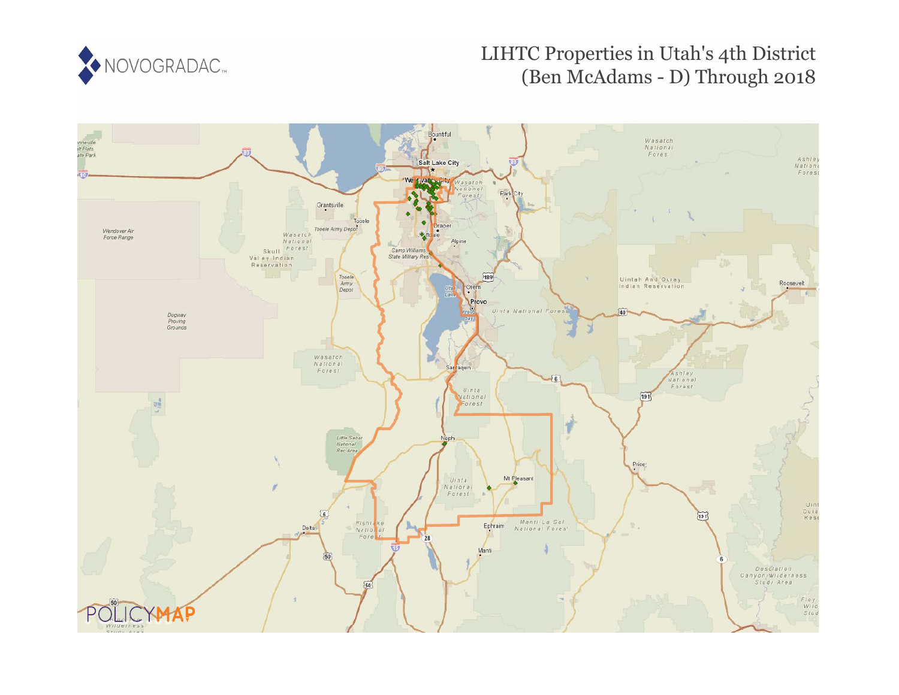# LIHTC Properties in Utah's 4th District (Ben McAdams - D) Through 2018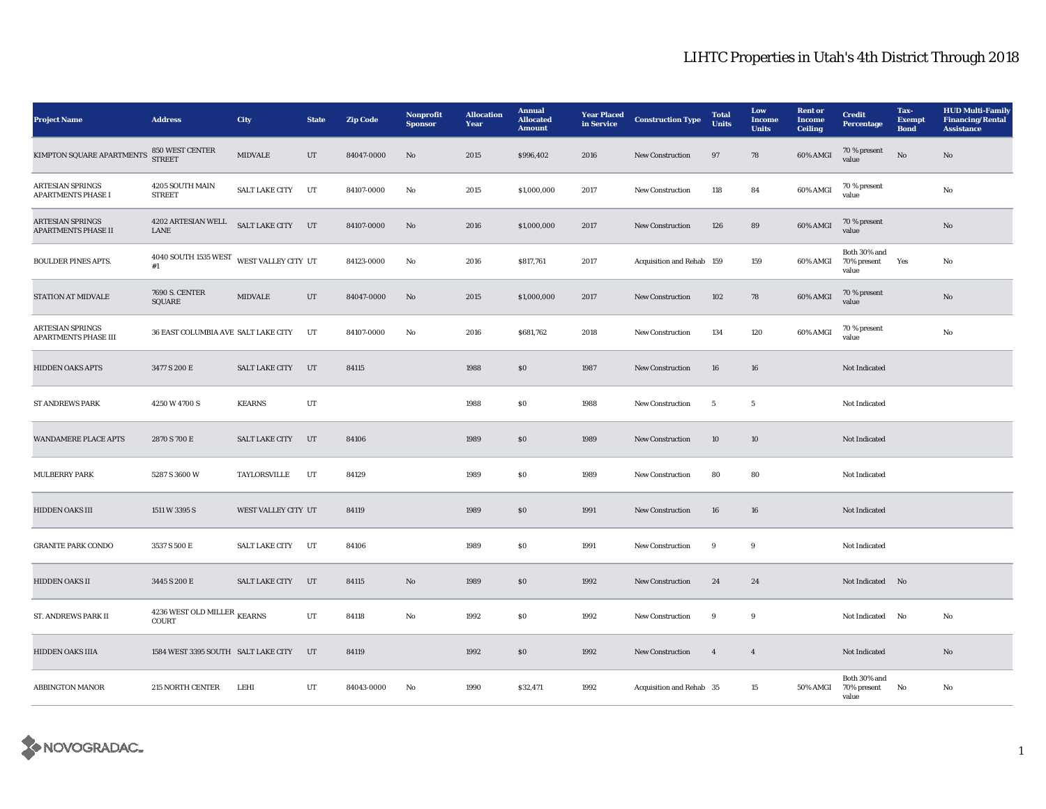# LIHTC Properties in Utah's 4th District Through 2018

| Project Name | Address | City | State | Zip Code | Nonprofit Sponsor | Allocation Year | Annual Allocated Amount | Year Placed in Service | Construction Type | Total Units | Low Income Units | Rent or Income Ceiling | Credit Percentage | Tax-Exempt Bond | HUD Multi-Family Financing/Rental Assistance |
|---|---|---|---|---|---|---|---|---|---|---|---|---|---|---|---|
| KIMPTON SQUARE APARTMENTS | 850 WEST CENTER STREET | MIDVALE | UT | 84047-0000 | No | 2015 | $996,402 | 2016 | New Construction | 97 | 78 | 60% AMGI | 70 % present value | No | No |
| ARTESIAN SPRINGS APARTMENTS PHASE I | 4205 SOUTH MAIN STREET | SALT LAKE CITY | UT | 84107-0000 | No | 2015 | $1,000,000 | 2017 | New Construction | 118 | 84 | 60% AMGI | 70 % present value | | No |
| ARTESIAN SPRINGS APARTMENTS PHASE II | 4202 ARTESIAN WELL LANE | SALT LAKE CITY | UT | 84107-0000 | No | 2016 | $1,000,000 | 2017 | New Construction | 126 | 89 | 60% AMGI | 70 % present value | | No |
| BOULDER PINES APTS. | 4040 SOUTH 1535 WEST #1 | WEST VALLEY CITY | UT | 84123-0000 | No | 2016 | $817,761 | 2017 | Acquisition and Rehab | 159 | 159 | 60% AMGI | Both 30% and 70% present value | Yes | No |
| STATION AT MIDVALE | 7690 S. CENTER SQUARE | MIDVALE | UT | 84047-0000 | No | 2015 | $1,000,000 | 2017 | New Construction | 102 | 78 | 60% AMGI | 70 % present value | | No |
| ARTESIAN SPRINGS APARTMENTS PHASE III | 36 EAST COLUMBIA AVE | SALT LAKE CITY | UT | 84107-0000 | No | 2016 | $681,762 | 2018 | New Construction | 134 | 120 | 60% AMGI | 70 % present value | | No |
| HIDDEN OAKS APTS | 3477 S 200 E | SALT LAKE CITY | UT | 84115 | | 1988 | $0 | 1987 | New Construction | 16 | 16 | | Not Indicated | | |
| ST ANDREWS PARK | 4250 W 4700 S | KEARNS | UT | | | 1988 | $0 | 1988 | New Construction | 5 | 5 | | Not Indicated | | |
| WANDAMERE PLACE APTS | 2870 S 700 E | SALT LAKE CITY | UT | 84106 | | 1989 | $0 | 1989 | New Construction | 10 | 10 | | Not Indicated | | |
| MULBERRY PARK | 5287 S 3600 W | TAYLORSVILLE | UT | 84129 | | 1989 | $0 | 1989 | New Construction | 80 | 80 | | Not Indicated | | |
| HIDDEN OAKS III | 1511 W 3395 S | WEST VALLEY CITY | UT | 84119 | | 1989 | $0 | 1991 | New Construction | 16 | 16 | | Not Indicated | | |
| GRANITE PARK CONDO | 3537 S 500 E | SALT LAKE CITY | UT | 84106 | | 1989 | $0 | 1991 | New Construction | 9 | 9 | | Not Indicated | | |
| HIDDEN OAKS II | 3445 S 200 E | SALT LAKE CITY | UT | 84115 | No | 1989 | $0 | 1992 | New Construction | 24 | 24 | | Not Indicated | No | |
| ST. ANDREWS PARK II | 4236 WEST OLD MILLER COURT | KEARNS | UT | 84118 | No | 1992 | $0 | 1992 | New Construction | 9 | 9 | | Not Indicated | No | No |
| HIDDEN OAKS IIIA | 1584 WEST 3395 SOUTH | SALT LAKE CITY | UT | 84119 | | 1992 | $0 | 1992 | New Construction | 4 | 4 | | Not Indicated | | No |
| ABBINGTON MANOR | 215 NORTH CENTER | LEHI | UT | 84043-0000 | No | 1990 | $32,471 | 1992 | Acquisition and Rehab | 35 | 15 | 50% AMGI | Both 30% and 70% present value | No | No |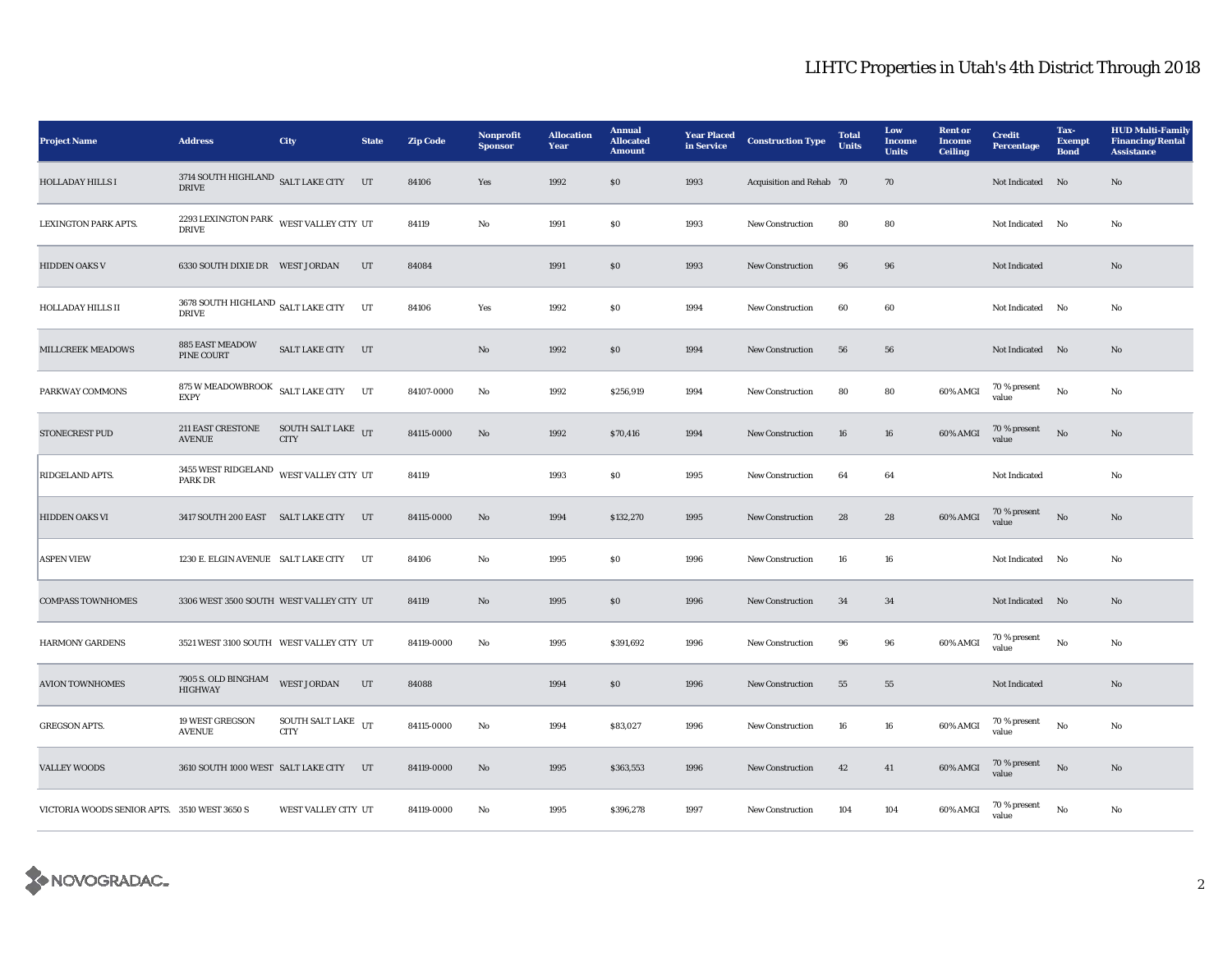# LIHTC Properties in Utah's 4th District Through 2018

| Project Name | Address | City | State | Zip Code | Nonprofit Sponsor | Allocation Year | Annual Allocated Amount | Year Placed in Service | Construction Type | Total Units | Low Income Units | Rent or Income Ceiling | Credit Percentage | Tax-Exempt Bond | HUD Multi-Family Financing/Rental Assistance |
|---|---|---|---|---|---|---|---|---|---|---|---|---|---|---|---|
| HOLLADAY HILLS I | 3714 SOUTH HIGHLAND DRIVE | SALT LAKE CITY | UT | 84106 | Yes | 1992 | $0 | 1993 | Acquisition and Rehab | 70 | 70 | | Not Indicated | No | No |
| LEXINGTON PARK APTS. | 2293 LEXINGTON PARK DRIVE | WEST VALLEY CITY | UT | 84119 | No | 1991 | $0 | 1993 | New Construction | 80 | 80 | | Not Indicated | No | No |
| HIDDEN OAKS V | 6330 SOUTH DIXIE DR | WEST JORDAN | UT | 84084 | | 1991 | $0 | 1993 | New Construction | 96 | 96 | | Not Indicated | | No |
| HOLLADAY HILLS II | 3678 SOUTH HIGHLAND DRIVE | SALT LAKE CITY | UT | 84106 | Yes | 1992 | $0 | 1994 | New Construction | 60 | 60 | | Not Indicated | No | No |
| MILLCREEK MEADOWS | 885 EAST MEADOW PINE COURT | SALT LAKE CITY | UT | | No | 1992 | $0 | 1994 | New Construction | 56 | 56 | | Not Indicated | No | No |
| PARKWAY COMMONS | 875 W MEADOWBROOK EXPY | SALT LAKE CITY | UT | 84107-0000 | No | 1992 | $256,919 | 1994 | New Construction | 80 | 80 | 60% AMGI | 70 % present value | No | No |
| STONECREST PUD | 211 EAST CRESTONE AVENUE | SOUTH SALT LAKE CITY | UT | 84115-0000 | No | 1992 | $70,416 | 1994 | New Construction | 16 | 16 | 60% AMGI | 70 % present value | No | No |
| RIDGELAND APTS. | 3455 WEST RIDGELAND PARK DR | WEST VALLEY CITY | UT | 84119 | | 1993 | $0 | 1995 | New Construction | 64 | 64 | | Not Indicated | | No |
| HIDDEN OAKS VI | 3417 SOUTH 200 EAST | SALT LAKE CITY | UT | 84115-0000 | No | 1994 | $132,270 | 1995 | New Construction | 28 | 28 | 60% AMGI | 70 % present value | No | No |
| ASPEN VIEW | 1230 E. ELGIN AVENUE | SALT LAKE CITY | UT | 84106 | No | 1995 | $0 | 1996 | New Construction | 16 | 16 | | Not Indicated | No | No |
| COMPASS TOWNHOMES | 3306 WEST 3500 SOUTH | WEST VALLEY CITY | UT | 84119 | No | 1995 | $0 | 1996 | New Construction | 34 | 34 | | Not Indicated | No | No |
| HARMONY GARDENS | 3521 WEST 3100 SOUTH | WEST VALLEY CITY | UT | 84119-0000 | No | 1995 | $391,692 | 1996 | New Construction | 96 | 96 | 60% AMGI | 70 % present value | No | No |
| AVION TOWNHOMES | 7905 S. OLD BINGHAM HIGHWAY | WEST JORDAN | UT | 84088 | | 1994 | $0 | 1996 | New Construction | 55 | 55 | | Not Indicated | | No |
| GREGSON APTS. | 19 WEST GREGSON AVENUE | SOUTH SALT LAKE CITY | UT | 84115-0000 | No | 1994 | $83,027 | 1996 | New Construction | 16 | 16 | 60% AMGI | 70 % present value | No | No |
| VALLEY WOODS | 3610 SOUTH 1000 WEST | SALT LAKE CITY | UT | 84119-0000 | No | 1995 | $363,553 | 1996 | New Construction | 42 | 41 | 60% AMGI | 70 % present value | No | No |
| VICTORIA WOODS SENIOR APTS. | 3510 WEST 3650 S | WEST VALLEY CITY | UT | 84119-0000 | No | 1995 | $396,278 | 1997 | New Construction | 104 | 104 | 60% AMGI | 70 % present value | No | No |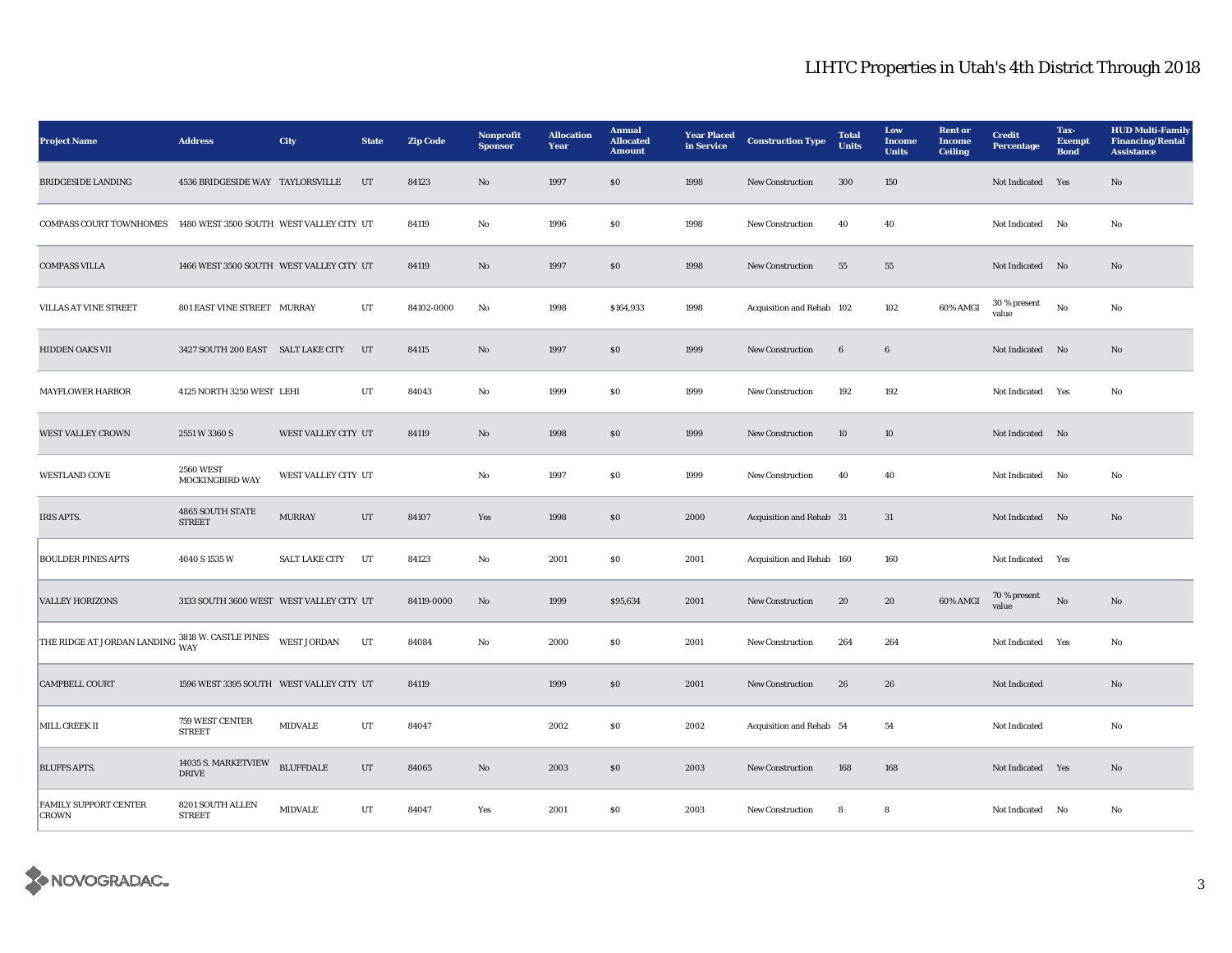# LIHTC Properties in Utah's 4th District Through 2018

| Project Name | Address | City | State | Zip Code | Nonprofit Sponsor | Allocation Year | Annual Allocated Amount | Year Placed in Service | Construction Type | Total Units | Low Income Units | Rent or Income Ceiling | Credit Percentage | Tax-Exempt Bond | HUD Multi-Family Financing/Rental Assistance |
|---|---|---|---|---|---|---|---|---|---|---|---|---|---|---|---|
| BRIDGESIDE LANDING | 4536 BRIDGESIDE WAY | TAYLORSVILLE | UT | 84123 | No | 1997 | $0 | 1998 | New Construction | 300 | 150 | | Not Indicated | Yes | No |
| COMPASS COURT TOWNHOMES | 1480 WEST 3500 SOUTH | WEST VALLEY CITY | UT | 84119 | No | 1996 | $0 | 1998 | New Construction | 40 | 40 | | Not Indicated | No | No |
| COMPASS VILLA | 1466 WEST 3500 SOUTH | WEST VALLEY CITY | UT | 84119 | No | 1997 | $0 | 1998 | New Construction | 55 | 55 | | Not Indicated | No | No |
| VILLAS AT VINE STREET | 801 EAST VINE STREET | MURRAY | UT | 84102-0000 | No | 1998 | $164,933 | 1998 | Acquisition and Rehab | 102 | 102 | 60% AMGI | 30 % present value | No | No |
| HIDDEN OAKS VII | 3427 SOUTH 200 EAST | SALT LAKE CITY | UT | 84115 | No | 1997 | $0 | 1999 | New Construction | 6 | 6 | | Not Indicated | No | No |
| MAYFLOWER HARBOR | 4125 NORTH 3250 WEST | LEHI | UT | 84043 | No | 1999 | $0 | 1999 | New Construction | 192 | 192 | | Not Indicated | Yes | No |
| WEST VALLEY CROWN | 2551 W 3360 S | WEST VALLEY CITY | UT | 84119 | No | 1998 | $0 | 1999 | New Construction | 10 | 10 | | Not Indicated | No | |
| WESTLAND COVE | 2560 WEST MOCKINGBIRD WAY | WEST VALLEY CITY | UT | | No | 1997 | $0 | 1999 | New Construction | 40 | 40 | | Not Indicated | No | No |
| IRIS APTS. | 4865 SOUTH STATE STREET | MURRAY | UT | 84107 | Yes | 1998 | $0 | 2000 | Acquisition and Rehab | 31 | 31 | | Not Indicated | No | No |
| BOULDER PINES APTS | 4040 S 1535 W | SALT LAKE CITY | UT | 84123 | No | 2001 | $0 | 2001 | Acquisition and Rehab | 160 | 160 | | Not Indicated | Yes | |
| VALLEY HORIZONS | 3133 SOUTH 3600 WEST | WEST VALLEY CITY | UT | 84119-0000 | No | 1999 | $95,634 | 2001 | New Construction | 20 | 20 | 60% AMGI | 70 % present value | No | No |
| THE RIDGE AT JORDAN LANDING | 3818 W. CASTLE PINES WAY | WEST JORDAN | UT | 84084 | No | 2000 | $0 | 2001 | New Construction | 264 | 264 | | Not Indicated | Yes | No |
| CAMPBELL COURT | 1596 WEST 3395 SOUTH | WEST VALLEY CITY | UT | 84119 | | 1999 | $0 | 2001 | New Construction | 26 | 26 | | Not Indicated | | No |
| MILL CREEK II | 759 WEST CENTER STREET | MIDVALE | UT | 84047 | | 2002 | $0 | 2002 | Acquisition and Rehab | 54 | 54 | | Not Indicated | | No |
| BLUFFS APTS. | 14035 S. MARKETVIEW DRIVE | BLUFFDALE | UT | 84065 | No | 2003 | $0 | 2003 | New Construction | 168 | 168 | | Not Indicated | Yes | No |
| FAMILY SUPPORT CENTER CROWN | 8201 SOUTH ALLEN STREET | MIDVALE | UT | 84047 | Yes | 2001 | $0 | 2003 | New Construction | 8 | 8 | | Not Indicated | No | No |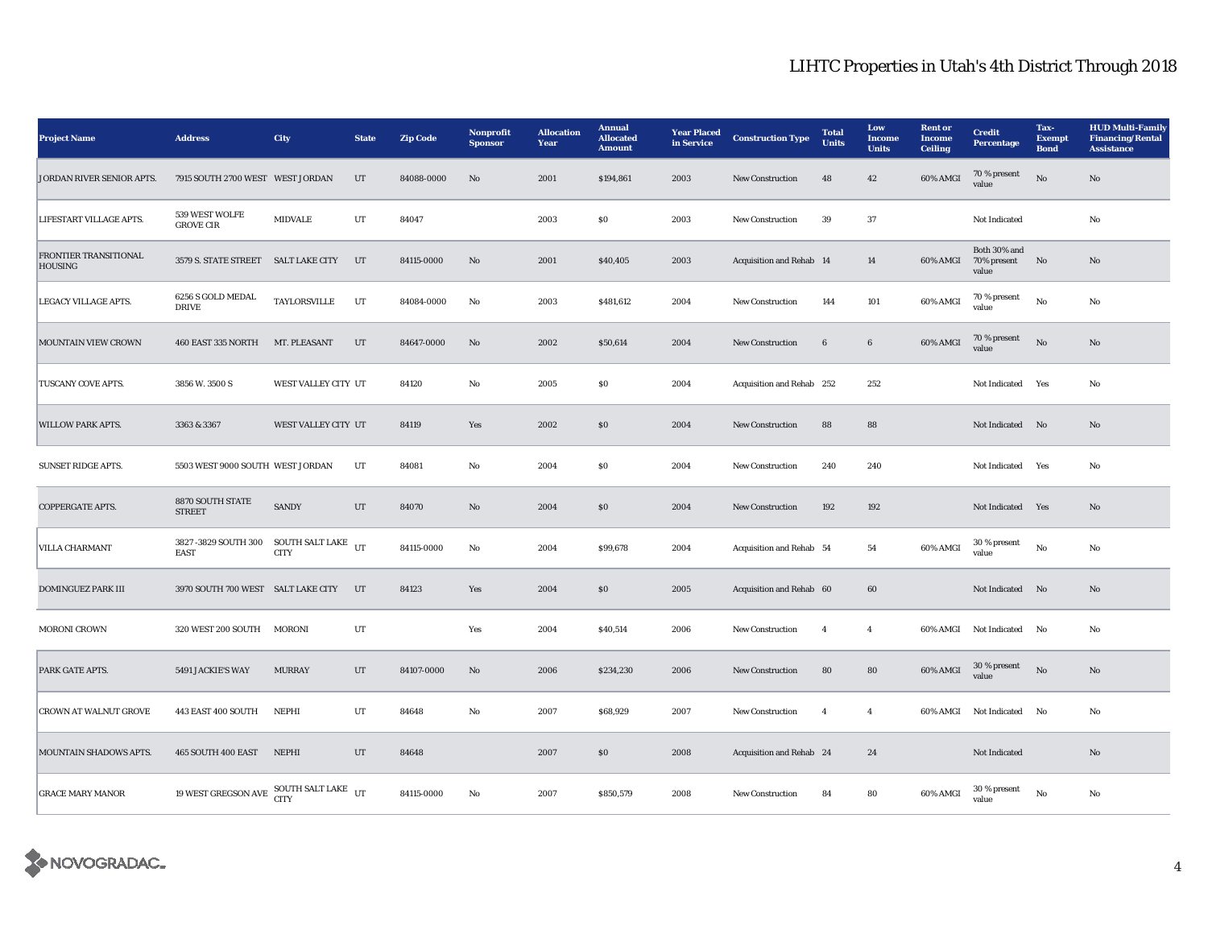# LIHTC Properties in Utah's 4th District Through 2018

| Project Name | Address | City | State | Zip Code | Nonprofit Sponsor | Allocation Year | Annual Allocated Amount | Year Placed in Service | Construction Type | Total Units | Low Income Units | Rent or Income Ceiling | Credit Percentage | Tax-Exempt Bond | HUD Multi-Family Financing/Rental Assistance |
|---|---|---|---|---|---|---|---|---|---|---|---|---|---|---|---|
| JORDAN RIVER SENIOR APTS. | 7915 SOUTH 2700 WEST | WEST JORDAN | UT | 84088-0000 | No | 2001 | $194,861 | 2003 | New Construction | 48 | 42 | 60% AMGI | 70 % present value | No | No |
| LIFESTART VILLAGE APTS. | 539 WEST WOLFE GROVE CIR | MIDVALE | UT | 84047 | | 2003 | $0 | 2003 | New Construction | 39 | 37 | | Not Indicated | | No |
| FRONTIER TRANSITIONAL HOUSING | 3579 S. STATE STREET | SALT LAKE CITY | UT | 84115-0000 | No | 2001 | $40,405 | 2003 | Acquisition and Rehab | 14 | 14 | 60% AMGI | Both 30% and 70% present value | No | No |
| LEGACY VILLAGE APTS. | 6256 S GOLD MEDAL DRIVE | TAYLORSVILLE | UT | 84084-0000 | No | 2003 | $481,612 | 2004 | New Construction | 144 | 101 | 60% AMGI | 70 % present value | No | No |
| MOUNTAIN VIEW CROWN | 460 EAST 335 NORTH | MT. PLEASANT | UT | 84647-0000 | No | 2002 | $50,614 | 2004 | New Construction | 6 | 6 | 60% AMGI | 70 % present value | No | No |
| TUSCANY COVE APTS. | 3856 W. 3500 S | WEST VALLEY CITY | UT | 84120 | No | 2005 | $0 | 2004 | Acquisition and Rehab | 252 | 252 | | Not Indicated | Yes | No |
| WILLOW PARK APTS. | 3363 & 3367 | WEST VALLEY CITY | UT | 84119 | Yes | 2002 | $0 | 2004 | New Construction | 88 | 88 | | Not Indicated | No | No |
| SUNSET RIDGE APTS. | 5503 WEST 9000 SOUTH | WEST JORDAN | UT | 84081 | No | 2004 | $0 | 2004 | New Construction | 240 | 240 | | Not Indicated | Yes | No |
| COPPERGATE APTS. | 8870 SOUTH STATE STREET | SANDY | UT | 84070 | No | 2004 | $0 | 2004 | New Construction | 192 | 192 | | Not Indicated | Yes | No |
| VILLA CHARMANT | 3827-3829 SOUTH 300 EAST | SOUTH SALT LAKE CITY | UT | 84115-0000 | No | 2004 | $99,678 | 2004 | Acquisition and Rehab | 54 | 54 | 60% AMGI | 30 % present value | No | No |
| DOMINGUEZ PARK III | 3970 SOUTH 700 WEST | SALT LAKE CITY | UT | 84123 | Yes | 2004 | $0 | 2005 | Acquisition and Rehab | 60 | 60 | | Not Indicated | No | No |
| MORONI CROWN | 320 WEST 200 SOUTH | MORONI | UT | | Yes | 2004 | $40,514 | 2006 | New Construction | 4 | 4 | 60% AMGI | Not Indicated | No | No |
| PARK GATE APTS. | 5491 JACKIE'S WAY | MURRAY | UT | 84107-0000 | No | 2006 | $234,230 | 2006 | New Construction | 80 | 80 | 60% AMGI | 30 % present value | No | No |
| CROWN AT WALNUT GROVE | 443 EAST 400 SOUTH | NEPHI | UT | 84648 | No | 2007 | $68,929 | 2007 | New Construction | 4 | 4 | 60% AMGI | Not Indicated | No | No |
| MOUNTAIN SHADOWS APTS. | 465 SOUTH 400 EAST | NEPHI | UT | 84648 | | 2007 | $0 | 2008 | Acquisition and Rehab | 24 | 24 | | Not Indicated | | No |
| GRACE MARY MANOR | 19 WEST GREGSON AVE | SOUTH SALT LAKE CITY | UT | 84115-0000 | No | 2007 | $850,579 | 2008 | New Construction | 84 | 80 | 60% AMGI | 30 % present value | No | No |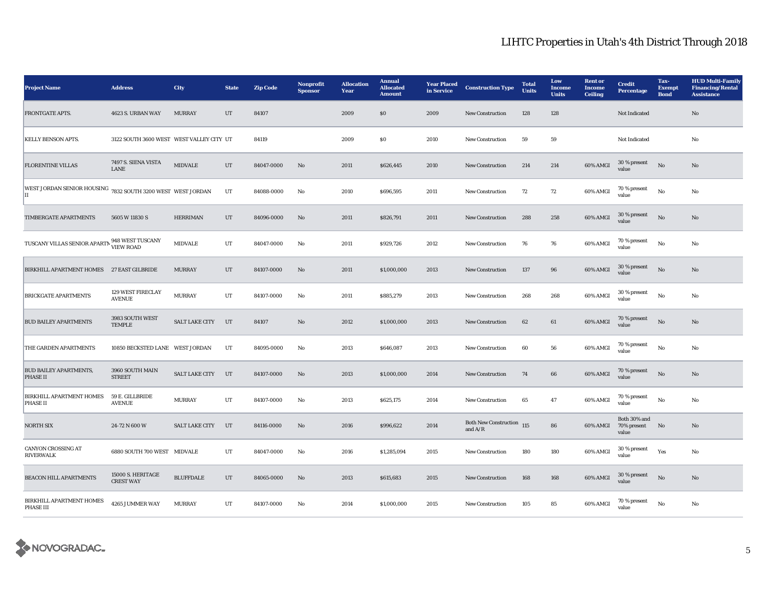# LIHTC Properties in Utah's 4th District Through 2018

| Project Name | Address | City | State | Zip Code | Nonprofit Sponsor | Allocation Year | Annual Allocated Amount | Year Placed in Service | Construction Type | Total Units | Low Income Units | Rent or Income Ceiling | Credit Percentage | Tax-Exempt Bond | HUD Multi-Family Financing/Rental Assistance |
|---|---|---|---|---|---|---|---|---|---|---|---|---|---|---|---|
| FRONTGATE APTS. | 4623 S. URBAN WAY | MURRAY | UT | 84107 | | 2009 | $0 | 2009 | New Construction | 128 | 128 | | Not Indicated | | No |
| KELLY BENSON APTS. | 3122 SOUTH 3600 WEST | WEST VALLEY CITY | UT | 84119 | | 2009 | $0 | 2010 | New Construction | 59 | 59 | | Not Indicated | | No |
| FLORENTINE VILLAS | 7497 S. SIENA VISTA LANE | MIDVALE | UT | 84047-0000 | No | 2011 | $626,445 | 2010 | New Construction | 214 | 214 | 60% AMGI | 30 % present value | No | No |
| WEST JORDAN SENIOR HOUSING II | 7832 SOUTH 3200 WEST | WEST JORDAN | UT | 84088-0000 | No | 2010 | $696,595 | 2011 | New Construction | 72 | 72 | 60% AMGI | 70 % present value | No | No |
| TIMBERGATE APARTMENTS | 5605 W 11830 S | HERRIMAN | UT | 84096-0000 | No | 2011 | $826,791 | 2011 | New Construction | 288 | 258 | 60% AMGI | 30 % present value | No | No |
| TUSCANY VILLAS SENIOR APARTM | 948 WEST TUSCANY VIEW ROAD | MIDVALE | UT | 84047-0000 | No | 2011 | $929,726 | 2012 | New Construction | 76 | 76 | 60% AMGI | 70 % present value | No | No |
| BIRKHILL APARTMENT HOMES | 27 EAST GILBRIDE | MURRAY | UT | 84107-0000 | No | 2011 | $1,000,000 | 2013 | New Construction | 137 | 96 | 60% AMGI | 30 % present value | No | No |
| BRICKGATE APARTMENTS | 129 WEST FIRECLAY AVENUE | MURRAY | UT | 84107-0000 | No | 2011 | $885,279 | 2013 | New Construction | 268 | 268 | 60% AMGI | 30 % present value | No | No |
| BUD BAILEY APARTMENTS | 3983 SOUTH WEST TEMPLE | SALT LAKE CITY | UT | 84107 | No | 2012 | $1,000,000 | 2013 | New Construction | 62 | 61 | 60% AMGI | 70 % present value | No | No |
| THE GARDEN APARTMENTS | 10850 BECKSTED LANE | WEST JORDAN | UT | 84095-0000 | No | 2013 | $646,087 | 2013 | New Construction | 60 | 56 | 60% AMGI | 70 % present value | No | No |
| BUD BAILEY APARTMENTS, PHASE II | 3960 SOUTH MAIN STREET | SALT LAKE CITY | UT | 84107-0000 | No | 2013 | $1,000,000 | 2014 | New Construction | 74 | 66 | 60% AMGI | 70 % present value | No | No |
| BIRKHILL APARTMENT HOMES PHASE II | 59 E. GILLBRIDE AVENUE | MURRAY | UT | 84107-0000 | No | 2013 | $625,175 | 2014 | New Construction | 65 | 47 | 60% AMGI | 70 % present value | No | No |
| NORTH SIX | 24-72 N 600 W | SALT LAKE CITY | UT | 84116-0000 | No | 2016 | $996,622 | 2014 | Both New Construction and A/R | 115 | 86 | 60% AMGI | Both 30% and 70% present value | No | No |
| CANYON CROSSING AT RIVERWALK | 6880 SOUTH 700 WEST | MIDVALE | UT | 84047-0000 | No | 2016 | $1,285,094 | 2015 | New Construction | 180 | 180 | 60% AMGI | 30 % present value | Yes | No |
| BEACON HILL APARTMENTS | 15000 S. HERITAGE CREST WAY | BLUFFDALE | UT | 84065-0000 | No | 2013 | $615,683 | 2015 | New Construction | 168 | 168 | 60% AMGI | 30 % present value | No | No |
| BIRKHILL APARTMENT HOMES PHASE III | 4265 J UMMER WAY | MURRAY | UT | 84107-0000 | No | 2014 | $1,000,000 | 2015 | New Construction | 105 | 85 | 60% AMGI | 70 % present value | No | No |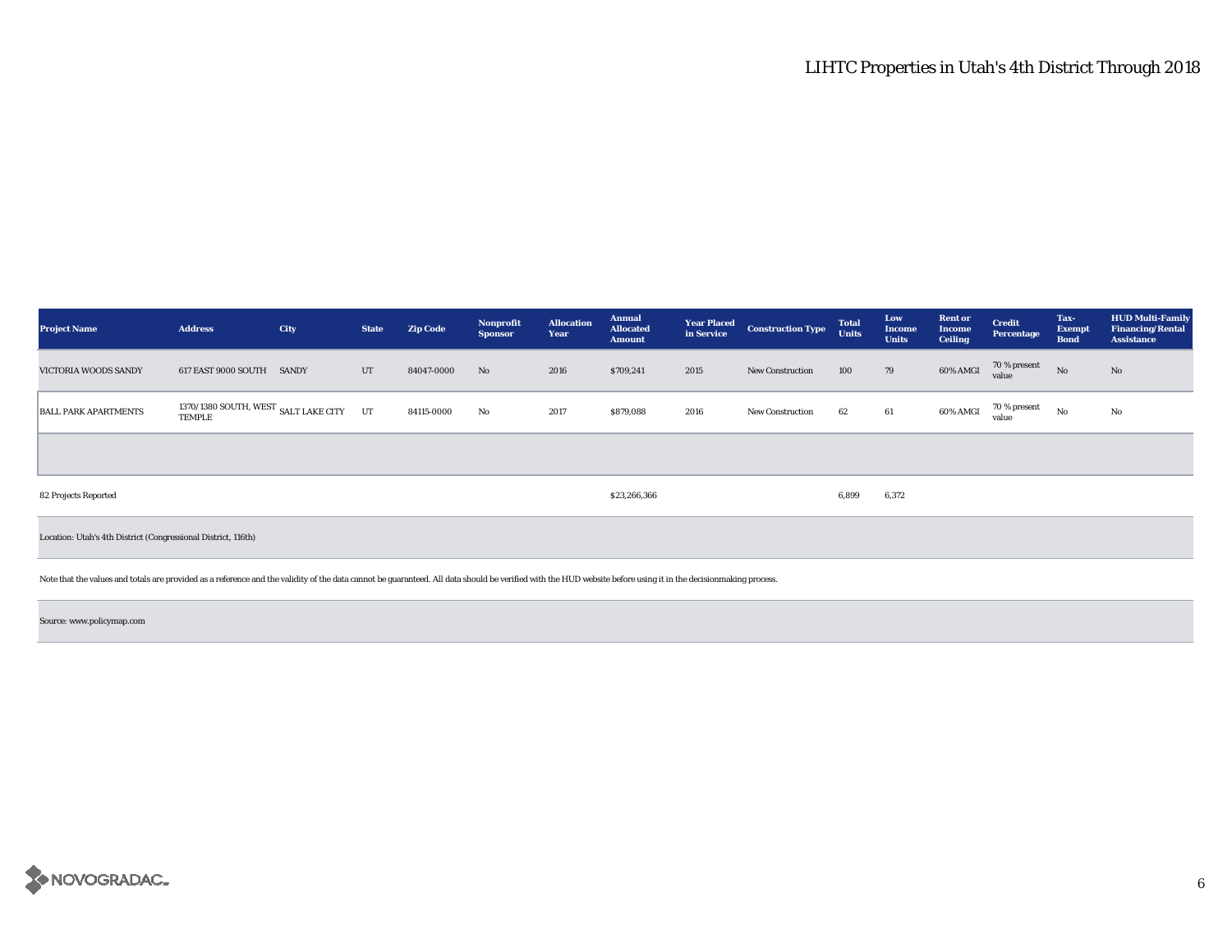| Project Name | Address | City | State | Zip Code | Nonprofit Sponsor | Allocation Year | Annual Allocated Amount | Year Placed in Service | Construction Type | Total Units | Low Income Units | Rent or Income Ceiling | Credit Percentage | Tax-Exempt Bond | HUD Multi-Family Financing/Rental Assistance |
|---|---|---|---|---|---|---|---|---|---|---|---|---|---|---|---|
| VICTORIA WOODS SANDY | 617 EAST 9000 SOUTH | SANDY | UT | 84047-0000 | No | 2016 | $709,241 | 2015 | New Construction | 100 | 79 | 60% AMGI | 70 % present value | No | No |
| BALL PARK APARTMENTS | 1370/1380 SOUTH, WEST TEMPLE | SALT LAKE CITY | UT | 84115-0000 | No | 2017 | $879,088 | 2016 | New Construction | 62 | 61 | 60% AMGI | 70 % present value | No | No |
| | | | | | | | | | | | | | | | |
| 82 Projects Reported | | | | | | | $23,266,366 | | | 6,899 | 6,372 | | | | |

Location: Utah's 4th District (Congressional District, 116th)

Note that the values and totals are provided as a reference and the validity of the data cannot be guaranteed. All data should be verified with the HUD website before using it in the decisionmaking process.

Source: www.policymap.com